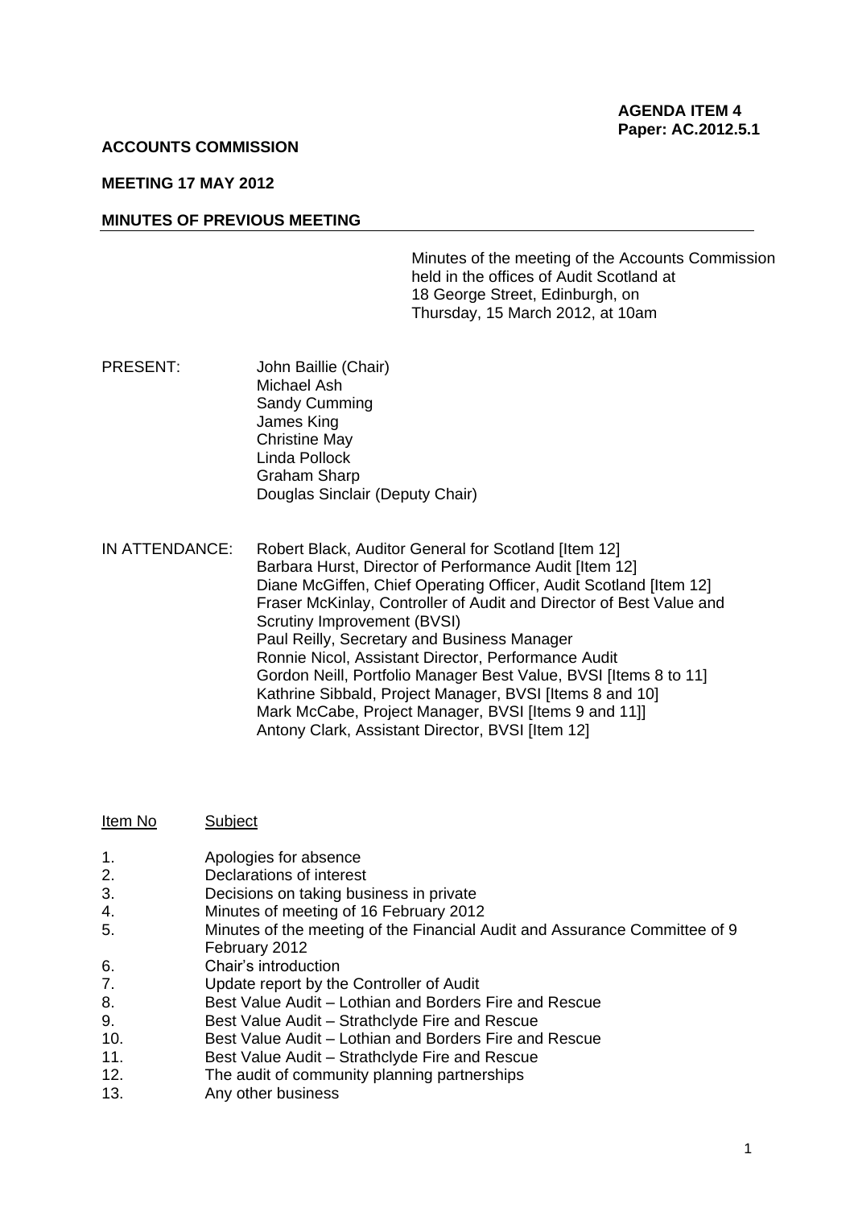**AGENDA ITEM 4**
**Paper: AC.2012.5.1**

**ACCOUNTS COMMISSION**

**MEETING 17 MAY 2012**

**MINUTES OF PREVIOUS MEETING**

Minutes of the meeting of the Accounts Commission held in the offices of Audit Scotland at 18 George Street, Edinburgh, on Thursday, 15 March 2012, at 10am

PRESENT:
John Baillie (Chair)
Michael Ash
Sandy Cumming
James King
Christine May
Linda Pollock
Graham Sharp
Douglas Sinclair (Deputy Chair)

IN ATTENDANCE:
Robert Black, Auditor General for Scotland [Item 12]
Barbara Hurst, Director of Performance Audit [Item 12]
Diane McGiffen, Chief Operating Officer, Audit Scotland [Item 12]
Fraser McKinlay, Controller of Audit and Director of Best Value and Scrutiny Improvement (BVSI)
Paul Reilly, Secretary and Business Manager
Ronnie Nicol, Assistant Director, Performance Audit
Gordon Neill, Portfolio Manager Best Value, BVSI [Items 8 to 11]
Kathrine Sibbald, Project Manager, BVSI [Items 8 and 10]
Mark McCabe, Project Manager, BVSI [Items 9 and 11]]
Antony Clark, Assistant Director, BVSI [Item 12]

| Item No | Subject |
|---|---|
| 1. | Apologies for absence |
| 2. | Declarations of interest |
| 3. | Decisions on taking business in private |
| 4. | Minutes of meeting of 16 February 2012 |
| 5. | Minutes of the meeting of the Financial Audit and Assurance Committee of 9 February 2012 |
| 6. | Chair's introduction |
| 7. | Update report by the Controller of Audit |
| 8. | Best Value Audit – Lothian and Borders Fire and Rescue |
| 9. | Best Value Audit – Strathclyde Fire and Rescue |
| 10. | Best Value Audit – Lothian and Borders Fire and Rescue |
| 11. | Best Value Audit – Strathclyde Fire and Rescue |
| 12. | The audit of community planning partnerships |
| 13. | Any other business |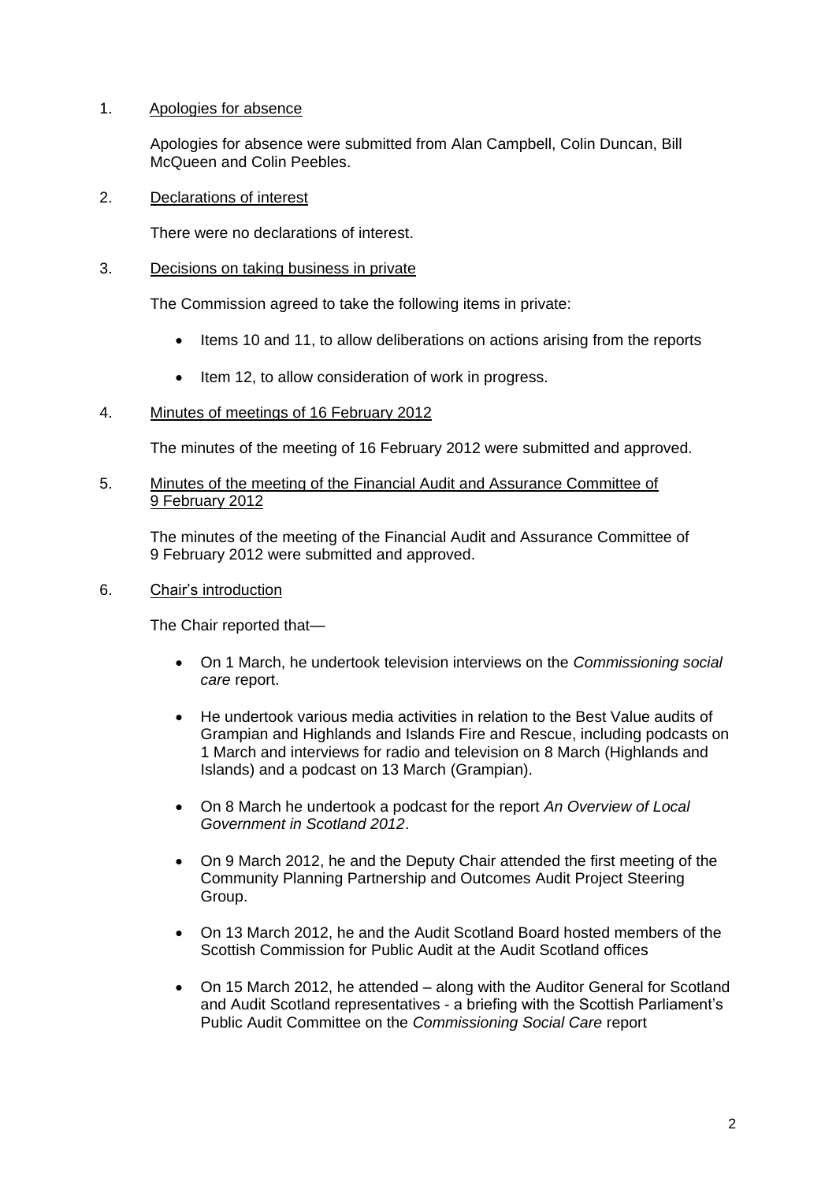1. Apologies for absence

   Apologies for absence were submitted from Alan Campbell, Colin Duncan, Bill McQueen and Colin Peebles.

2. Declarations of interest

   There were no declarations of interest.

3. Decisions on taking business in private

   The Commission agreed to take the following items in private:

   - Items 10 and 11, to allow deliberations on actions arising from the reports
   - Item 12, to allow consideration of work in progress.

4. Minutes of meetings of 16 February 2012

   The minutes of the meeting of 16 February 2012 were submitted and approved.

5. Minutes of the meeting of the Financial Audit and Assurance Committee of 9 February 2012

   The minutes of the meeting of the Financial Audit and Assurance Committee of 9 February 2012 were submitted and approved.

6. Chair's introduction

   The Chair reported that—

   - On 1 March, he undertook television interviews on the *Commissioning social care* report.
   - He undertook various media activities in relation to the Best Value audits of Grampian and Highlands and Islands Fire and Rescue, including podcasts on 1 March and interviews for radio and television on 8 March (Highlands and Islands) and a podcast on 13 March (Grampian).
   - On 8 March he undertook a podcast for the report *An Overview of Local Government in Scotland 2012*.
   - On 9 March 2012, he and the Deputy Chair attended the first meeting of the Community Planning Partnership and Outcomes Audit Project Steering Group.
   - On 13 March 2012, he and the Audit Scotland Board hosted members of the Scottish Commission for Public Audit at the Audit Scotland offices
   - On 15 March 2012, he attended – along with the Auditor General for Scotland and Audit Scotland representatives - a briefing with the Scottish Parliament's Public Audit Committee on the *Commissioning Social Care* report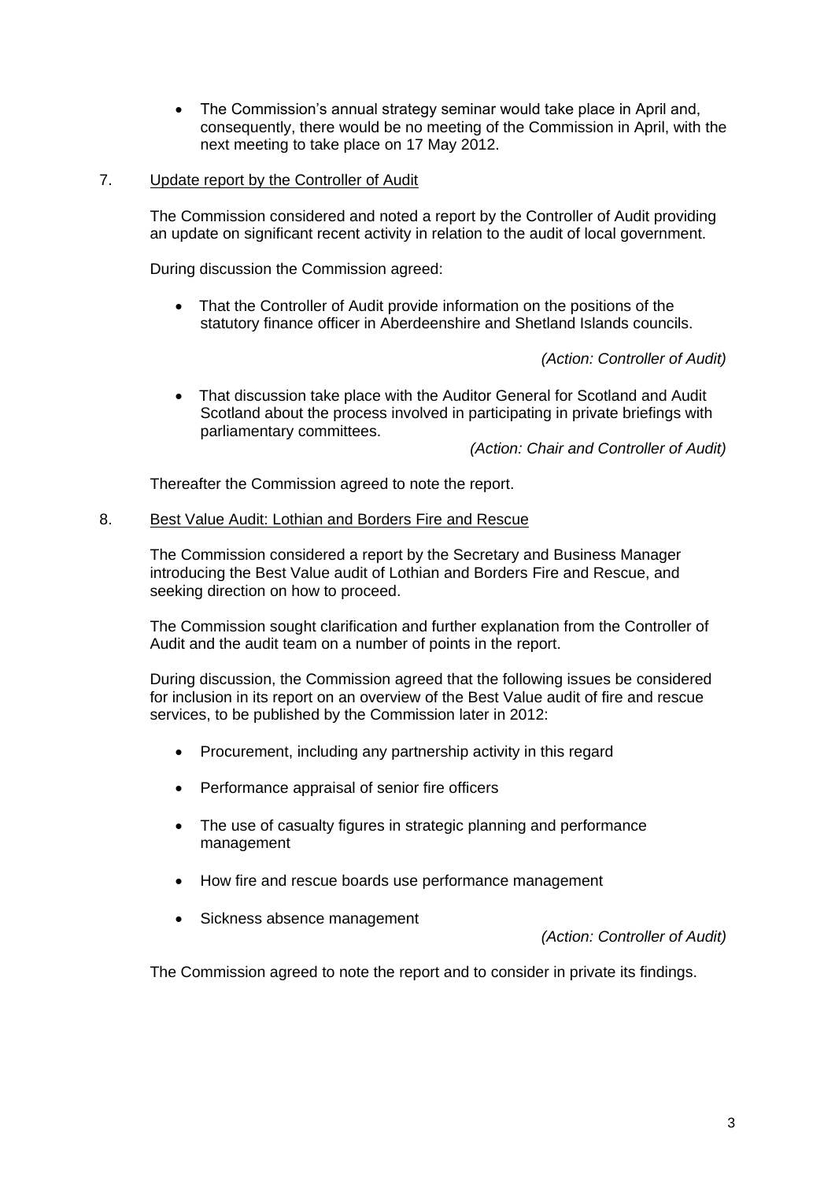- The Commission's annual strategy seminar would take place in April and, consequently, there would be no meeting of the Commission in April, with the next meeting to take place on 17 May 2012.

7. Update report by the Controller of Audit

The Commission considered and noted a report by the Controller of Audit providing an update on significant recent activity in relation to the audit of local government.

During discussion the Commission agreed:

- That the Controller of Audit provide information on the positions of the statutory finance officer in Aberdeenshire and Shetland Islands councils.

*(Action: Controller of Audit)*

- That discussion take place with the Auditor General for Scotland and Audit Scotland about the process involved in participating in private briefings with parliamentary committees.

*(Action: Chair and Controller of Audit)*

Thereafter the Commission agreed to note the report.

8. Best Value Audit: Lothian and Borders Fire and Rescue

The Commission considered a report by the Secretary and Business Manager introducing the Best Value audit of Lothian and Borders Fire and Rescue, and seeking direction on how to proceed.

The Commission sought clarification and further explanation from the Controller of Audit and the audit team on a number of points in the report.

During discussion, the Commission agreed that the following issues be considered for inclusion in its report on an overview of the Best Value audit of fire and rescue services, to be published by the Commission later in 2012:

- Procurement, including any partnership activity in this regard
- Performance appraisal of senior fire officers
- The use of casualty figures in strategic planning and performance management
- How fire and rescue boards use performance management
- Sickness absence management

*(Action: Controller of Audit)*

The Commission agreed to note the report and to consider in private its findings.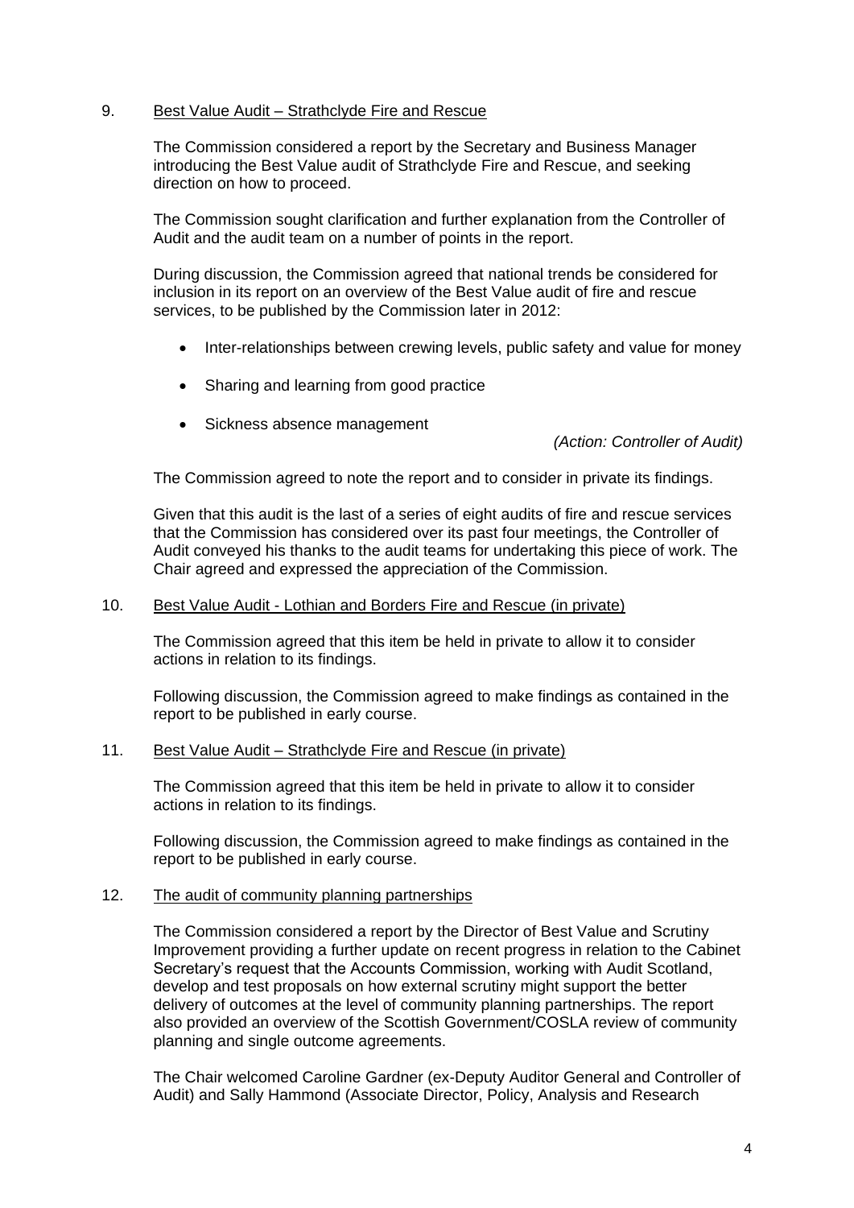9. Best Value Audit – Strathclyde Fire and Rescue

The Commission considered a report by the Secretary and Business Manager introducing the Best Value audit of Strathclyde Fire and Rescue, and seeking direction on how to proceed.

The Commission sought clarification and further explanation from the Controller of Audit and the audit team on a number of points in the report.

During discussion, the Commission agreed that national trends be considered for inclusion in its report on an overview of the Best Value audit of fire and rescue services, to be published by the Commission later in 2012:

- Inter-relationships between crewing levels, public safety and value for money
- Sharing and learning from good practice
- Sickness absence management

*(Action: Controller of Audit)*

The Commission agreed to note the report and to consider in private its findings.

Given that this audit is the last of a series of eight audits of fire and rescue services that the Commission has considered over its past four meetings, the Controller of Audit conveyed his thanks to the audit teams for undertaking this piece of work. The Chair agreed and expressed the appreciation of the Commission.

10. Best Value Audit - Lothian and Borders Fire and Rescue (in private)

The Commission agreed that this item be held in private to allow it to consider actions in relation to its findings.

Following discussion, the Commission agreed to make findings as contained in the report to be published in early course.

11. Best Value Audit – Strathclyde Fire and Rescue (in private)

The Commission agreed that this item be held in private to allow it to consider actions in relation to its findings.

Following discussion, the Commission agreed to make findings as contained in the report to be published in early course.

12. The audit of community planning partnerships

The Commission considered a report by the Director of Best Value and Scrutiny Improvement providing a further update on recent progress in relation to the Cabinet Secretary's request that the Accounts Commission, working with Audit Scotland, develop and test proposals on how external scrutiny might support the better delivery of outcomes at the level of community planning partnerships. The report also provided an overview of the Scottish Government/COSLA review of community planning and single outcome agreements.

The Chair welcomed Caroline Gardner (ex-Deputy Auditor General and Controller of Audit) and Sally Hammond (Associate Director, Policy, Analysis and Research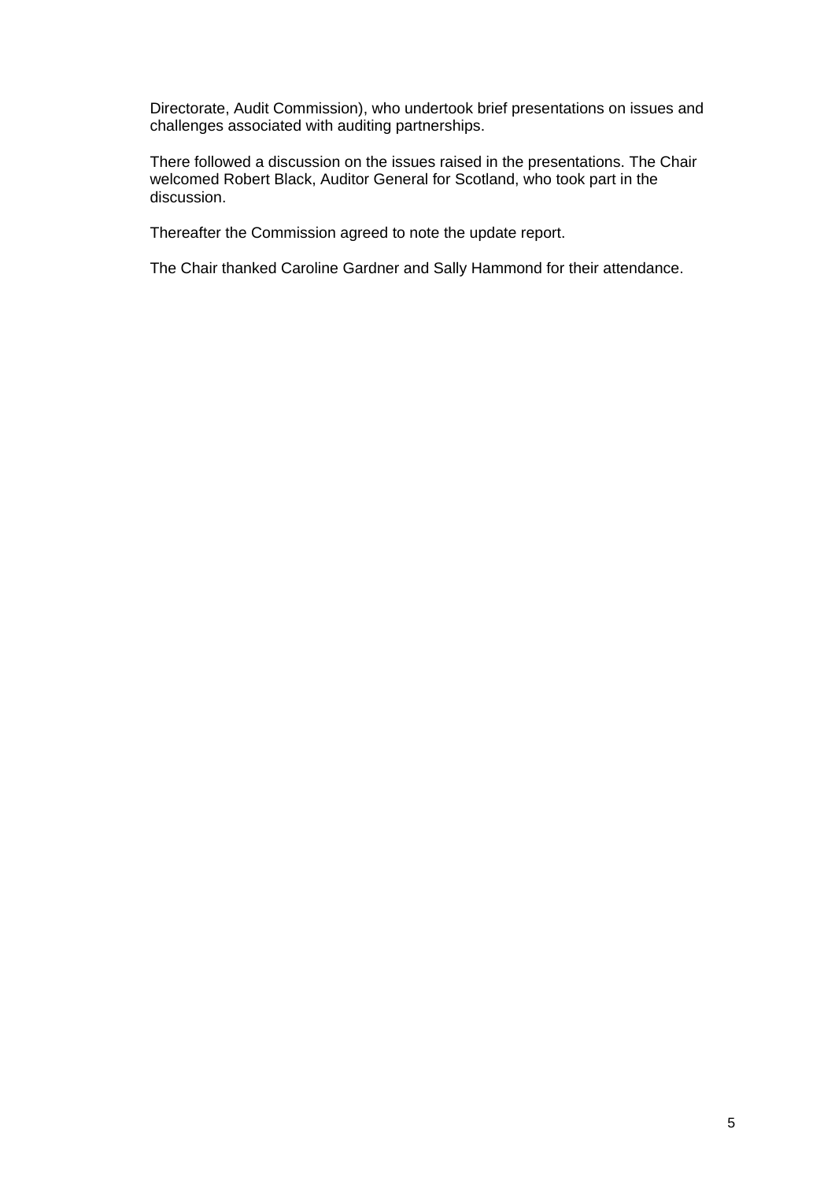Directorate, Audit Commission), who undertook brief presentations on issues and challenges associated with auditing partnerships.

There followed a discussion on the issues raised in the presentations. The Chair welcomed Robert Black, Auditor General for Scotland, who took part in the discussion.

Thereafter the Commission agreed to note the update report.

The Chair thanked Caroline Gardner and Sally Hammond for their attendance.